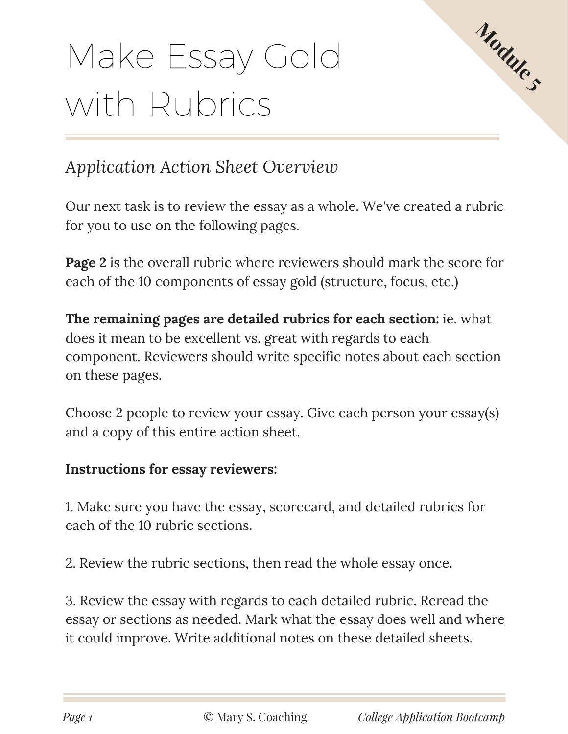# Make Essay Gold with Rubrics

Module 5

*Application Action Sheet Overview*

Our next task is to review the essay as a whole. We've created a rubric for you to use on the following pages.

**Page 2** is the overall rubric where reviewers should mark the score for each of the 10 components of essay gold (structure, focus, etc.)

**The remaining pages are detailed rubrics for each section:** ie. what does it mean to be excellent vs. great with regards to each component. Reviewers should write specific notes about each section on these pages.

Choose 2 people to review your essay. Give each person your essay(s) and a copy of this entire action sheet.

**Instructions for essay reviewers:**

1. Make sure you have the essay, scorecard, and detailed rubrics for each of the 10 rubric sections.

2. Review the rubric sections, then read the whole essay once.

3. Review the essay with regards to each detailed rubric. Reread the essay or sections as needed. Mark what the essay does well and where it could improve. Write additional notes on these detailed sheets.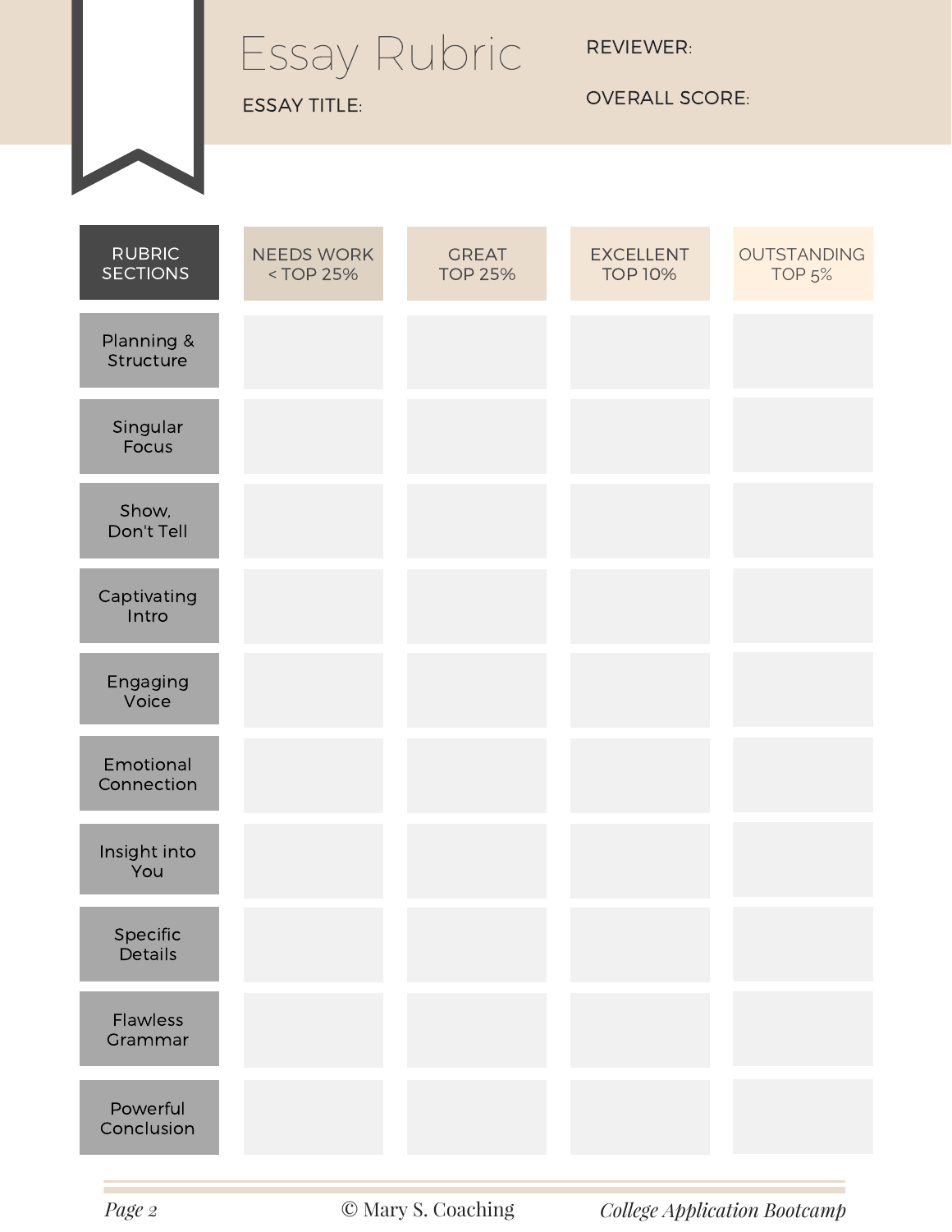# Essay Rubric

ESSAY TITLE:

REVIEWER:

OVERALL SCORE:

| RUBRIC SECTIONS | NEEDS WORK < TOP 25% | GREAT TOP 25% | EXCELLENT TOP 10% | OUTSTANDING TOP 5% |
|---|---|---|---|---|
| Planning & Structure | | | | |
| Singular Focus | | | | |
| Show, Don't Tell | | | | |
| Captivating Intro | | | | |
| Engaging Voice | | | | |
| Emotional Connection | | | | |
| Insight into You | | | | |
| Specific Details | | | | |
| Flawless Grammar | | | | |
| Powerful Conclusion | | | | |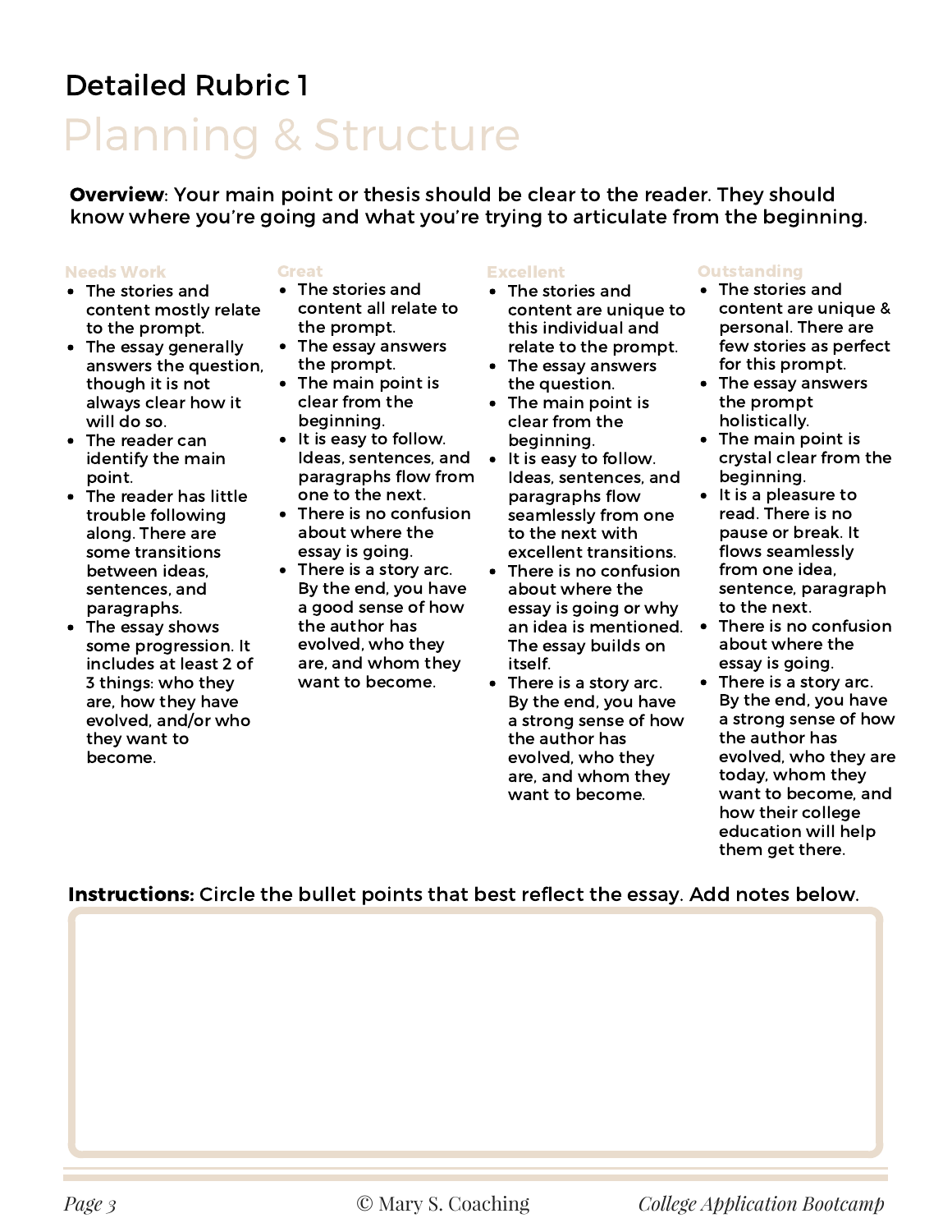# Detailed Rubric 1

## Planning & Structure

**Overview**: Your main point or thesis should be clear to the reader. They should know where you're going and what you're trying to articulate from the beginning.

### Needs Work

- The stories and content mostly relate to the prompt.
- The essay generally answers the question, though it is not always clear how it will do so.
- The reader can identify the main point.
- The reader has little trouble following along. There are some transitions between ideas, sentences, and paragraphs.
- The essay shows some progression. It includes at least 2 of 3 things: who they are, how they have evolved, and/or who they want to become.

### Great

- The stories and content all relate to the prompt.
- The essay answers the prompt.
- The main point is clear from the beginning.
- It is easy to follow. Ideas, sentences, and paragraphs flow from one to the next.
- There is no confusion about where the essay is going.
- There is a story arc. By the end, you have a good sense of how the author has evolved, who they are, and whom they want to become.

### Excellent

- The stories and content are unique to this individual and relate to the prompt.
- The essay answers the question.
- The main point is clear from the beginning.
- It is easy to follow. Ideas, sentences, and paragraphs flow seamlessly from one to the next with excellent transitions.
- There is no confusion about where the essay is going or why an idea is mentioned. The essay builds on itself.
- There is a story arc. By the end, you have a strong sense of how the author has evolved, who they are, and whom they want to become.

### Outstanding

- The stories and content are unique & personal. There are few stories as perfect for this prompt.
- The essay answers the prompt holistically.
- The main point is crystal clear from the beginning.
- It is a pleasure to read. There is no pause or break. It flows seamlessly from one idea, sentence, paragraph to the next.
- There is no confusion about where the essay is going.
- There is a story arc. By the end, you have a strong sense of how the author has evolved, who they are today, whom they want to become, and how their college education will help them get there.

**Instructions:** Circle the bullet points that best reflect the essay. Add notes below.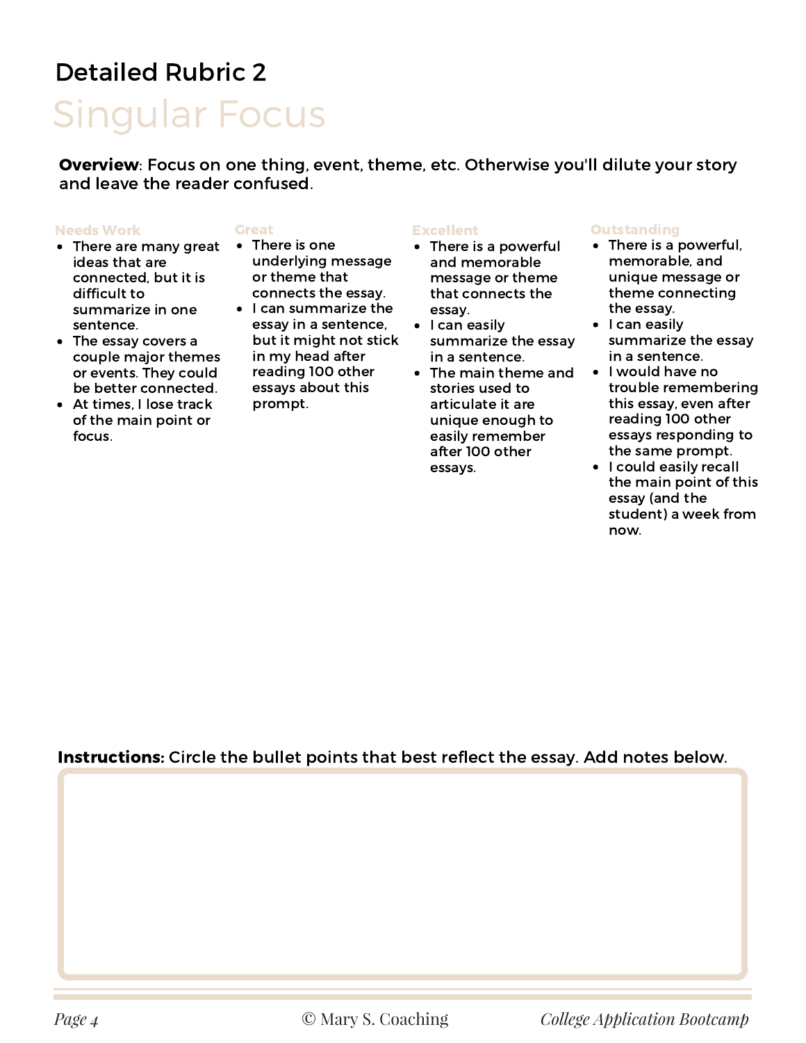## Detailed Rubric 2

# Singular Focus

**Overview**: Focus on one thing, event, theme, etc. Otherwise you'll dilute your story and leave the reader confused.

**Needs Work**

- There are many great ideas that are connected, but it is difficult to summarize in one sentence.
- The essay covers a couple major themes or events. They could be better connected.
- At times, I lose track of the main point or focus.

**Great**

- There is one underlying message or theme that connects the essay.
- I can summarize the essay in a sentence, but it might not stick in my head after reading 100 other essays about this prompt.

**Excellent**

- There is a powerful and memorable message or theme that connects the essay.
- I can easily summarize the essay in a sentence.
- The main theme and stories used to articulate it are unique enough to easily remember after 100 other essays.

**Outstanding**

- There is a powerful, memorable, and unique message or theme connecting the essay.
- I can easily summarize the essay in a sentence.
- I would have no trouble remembering this essay, even after reading 100 other essays responding to the same prompt.
- I could easily recall the main point of this essay (and the student) a week from now.

**Instructions:** Circle the bullet points that best reflect the essay. Add notes below.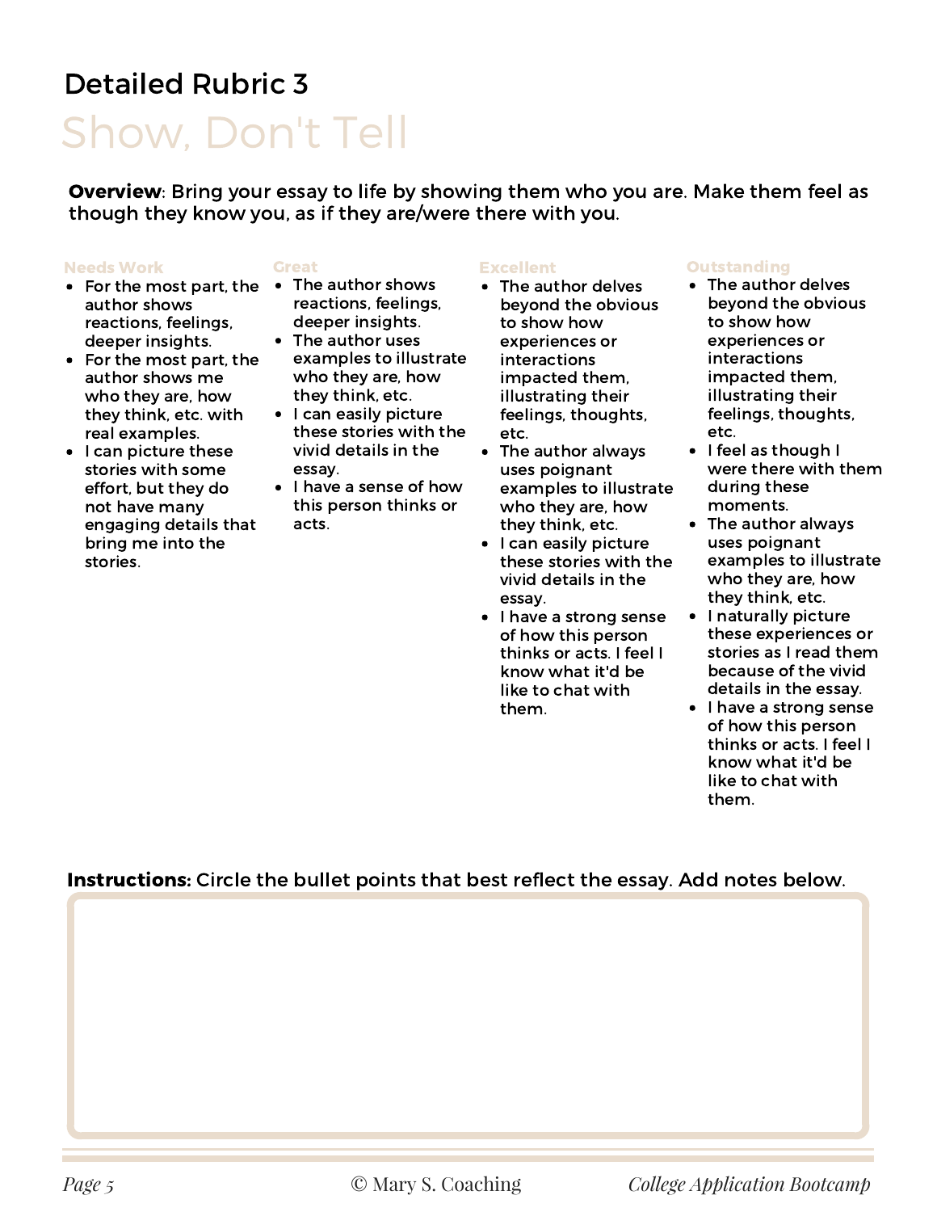# Detailed Rubric 3

## Show, Don't Tell

**Overview**: Bring your essay to life by showing them who you are. Make them feel as though they know you, as if they are/were there with you.

**Needs Work**

- For the most part, the author shows reactions, feelings, deeper insights.
- For the most part, the author shows me who they are, how they think, etc. with real examples.
- I can picture these stories with some effort, but they do not have many engaging details that bring me into the stories.

**Great**

- The author shows reactions, feelings, deeper insights.
- The author uses examples to illustrate who they are, how they think, etc.
- I can easily picture these stories with the vivid details in the essay.
- I have a sense of how this person thinks or acts.

**Excellent**

- The author delves beyond the obvious to show how experiences or interactions impacted them, illustrating their feelings, thoughts, etc.
- The author always uses poignant examples to illustrate who they are, how they think, etc.
- I can easily picture these stories with the vivid details in the essay.
- I have a strong sense of how this person thinks or acts. I feel I know what it'd be like to chat with them.

**Outstanding**

- The author delves beyond the obvious to show how experiences or interactions impacted them, illustrating their feelings, thoughts, etc.
- I feel as though I were there with them during these moments.
- The author always uses poignant examples to illustrate who they are, how they think, etc.
- I naturally picture these experiences or stories as I read them because of the vivid details in the essay.
- I have a strong sense of how this person thinks or acts. I feel I know what it'd be like to chat with them.

**Instructions:** Circle the bullet points that best reflect the essay. Add notes below.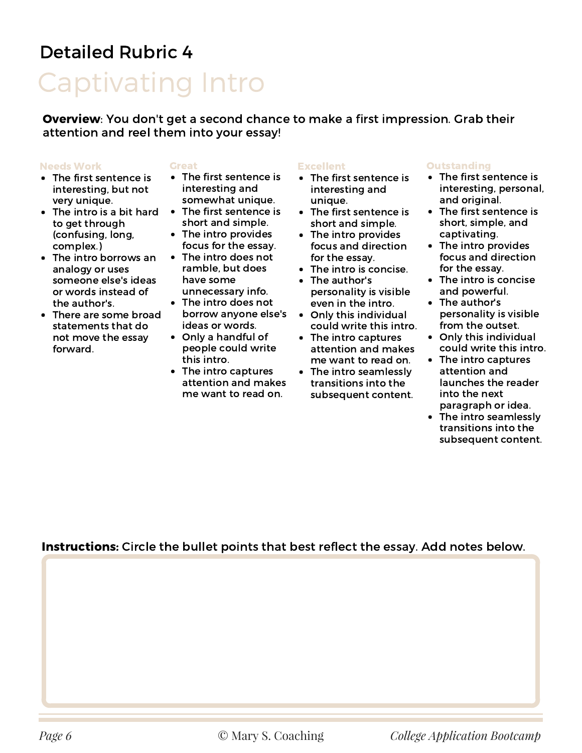# Detailed Rubric 4

## Captivating Intro

**Overview**: You don't get a second chance to make a first impression. Grab their attention and reel them into your essay!

### Needs Work

- The first sentence is interesting, but not very unique.
- The intro is a bit hard to get through (confusing, long, complex.)
- The intro borrows an analogy or uses someone else's ideas or words instead of the author's.
- There are some broad statements that do not move the essay forward.

### Great

- The first sentence is interesting and somewhat unique.
- The first sentence is short and simple.
- The intro provides focus for the essay.
- The intro does not ramble, but does have some unnecessary info.
- The intro does not borrow anyone else's ideas or words.
- Only a handful of people could write this intro.
- The intro captures attention and makes me want to read on.

### Excellent

- The first sentence is interesting and unique.
- The first sentence is short and simple.
- The intro provides focus and direction for the essay.
- The intro is concise.
- The author's personality is visible even in the intro.
- Only this individual could write this intro.
- The intro captures attention and makes me want to read on.
- The intro seamlessly transitions into the subsequent content.

### Outstanding

- The first sentence is interesting, personal, and original.
- The first sentence is short, simple, and captivating.
- The intro provides focus and direction for the essay.
- The intro is concise and powerful.
- The author's personality is visible from the outset.
- Only this individual could write this intro.
- The intro captures attention and launches the reader into the next paragraph or idea.
- The intro seamlessly transitions into the subsequent content.

**Instructions:** Circle the bullet points that best reflect the essay. Add notes below.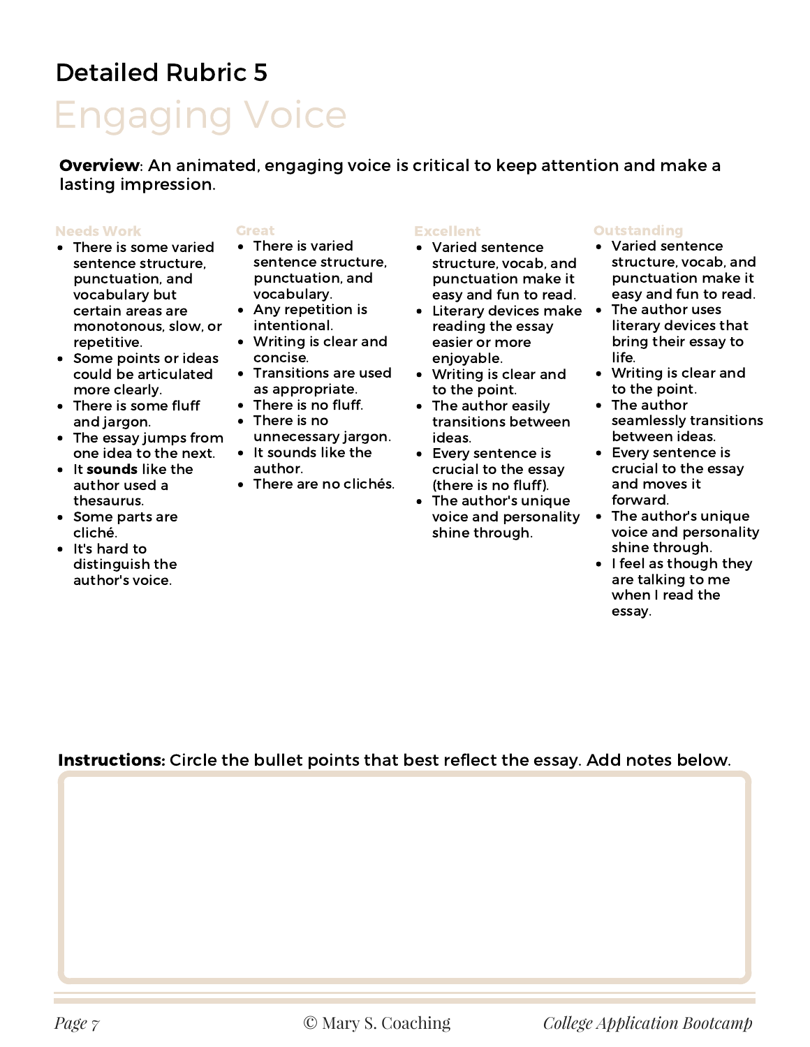# Detailed Rubric 5

## Engaging Voice

**Overview**: An animated, engaging voice is critical to keep attention and make a lasting impression.

### Needs Work

- There is some varied sentence structure, punctuation, and vocabulary but certain areas are monotonous, slow, or repetitive.
- Some points or ideas could be articulated more clearly.
- There is some fluff and jargon.
- The essay jumps from one idea to the next.
- It **sounds** like the author used a thesaurus.
- Some parts are cliché.
- It's hard to distinguish the author's voice.

### Great

- There is varied sentence structure, punctuation, and vocabulary.
- Any repetition is intentional.
- Writing is clear and concise.
- Transitions are used as appropriate.
- There is no fluff.
- There is no unnecessary jargon.
- It sounds like the author.
- There are no clichés.

### Excellent

- Varied sentence structure, vocab, and punctuation make it easy and fun to read.
- Literary devices make reading the essay easier or more enjoyable.
- Writing is clear and to the point.
- The author easily transitions between ideas.
- Every sentence is crucial to the essay (there is no fluff).
- The author's unique voice and personality shine through.

### Outstanding

- Varied sentence structure, vocab, and punctuation make it easy and fun to read.
- The author uses literary devices that bring their essay to life.
- Writing is clear and to the point.
- The author seamlessly transitions between ideas.
- Every sentence is crucial to the essay and moves it forward.
- The author's unique voice and personality shine through.
- I feel as though they are talking to me when I read the essay.

**Instructions:** Circle the bullet points that best reflect the essay. Add notes below.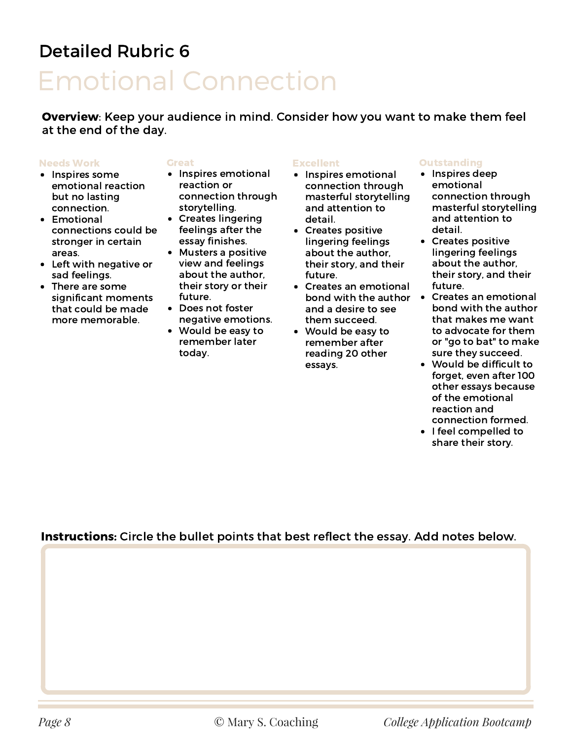# Detailed Rubric 6

## Emotional Connection

**Overview**: Keep your audience in mind. Consider how you want to make them feel at the end of the day.

**Needs Work**

- Inspires some emotional reaction but no lasting connection.
- Emotional connections could be stronger in certain areas.
- Left with negative or sad feelings.
- There are some significant moments that could be made more memorable.

**Great**

- Inspires emotional reaction or connection through storytelling.
- Creates lingering feelings after the essay finishes.
- Musters a positive view and feelings about the author, their story or their future.
- Does not foster negative emotions.
- Would be easy to remember later today.

**Excellent**

- Inspires emotional connection through masterful storytelling and attention to detail.
- Creates positive lingering feelings about the author, their story, and their future.
- Creates an emotional bond with the author and a desire to see them succeed.
- Would be easy to remember after reading 20 other essays.

**Outstanding**

- Inspires deep emotional connection through masterful storytelling and attention to detail.
- Creates positive lingering feelings about the author, their story, and their future.
- Creates an emotional bond with the author that makes me want to advocate for them or "go to bat" to make sure they succeed.
- Would be difficult to forget, even after 100 other essays because of the emotional reaction and connection formed.
- I feel compelled to share their story.

**Instructions:** Circle the bullet points that best reflect the essay. Add notes below.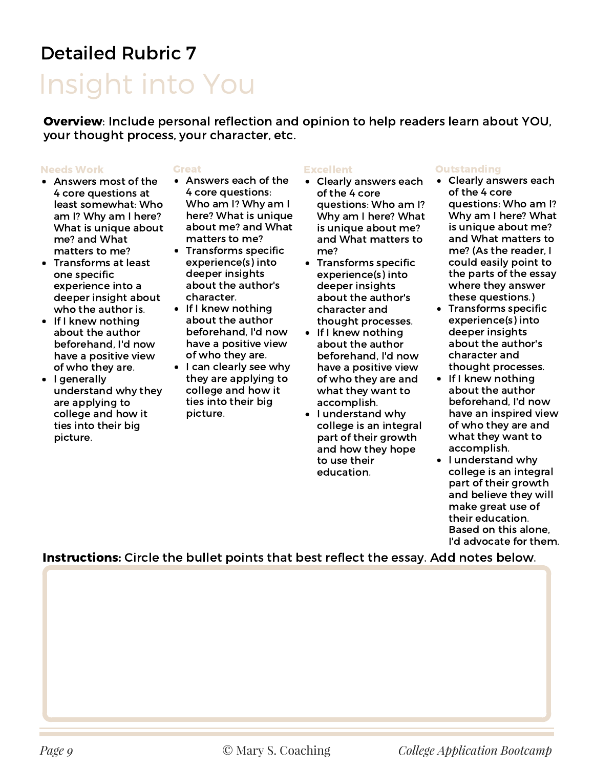# Detailed Rubric 7

## Insight into You

**Overview**: Include personal reflection and opinion to help readers learn about YOU, your thought process, your character, etc.

| Needs Work | Great | Excellent | Outstanding |
| --- | --- | --- | --- |
| • Answers most of the 4 core questions at least somewhat: Who am I? Why am I here? What is unique about me? and What matters to me?<br>• Transforms at least one specific experience into a deeper insight about who the author is.<br>• If I knew nothing about the author beforehand, I'd now have a positive view of who they are.<br>• I generally understand why they are applying to college and how it ties into their big picture. | • Answers each of the 4 core questions: Who am I? Why am I here? What is unique about me? and What matters to me?<br>• Transforms specific experience(s) into deeper insights about the author's character.<br>• If I knew nothing about the author beforehand, I'd now have a positive view of who they are.<br>• I can clearly see why they are applying to college and how it ties into their big picture. | • Clearly answers each of the 4 core questions: Who am I? Why am I here? What is unique about me? and What matters to me?<br>• Transforms specific experience(s) into deeper insights about the author's character and thought processes.<br>• If I knew nothing about the author beforehand, I'd now have a positive view of who they are and what they want to accomplish.<br>• I understand why college is an integral part of their growth and how they hope to use their education. | • Clearly answers each of the 4 core questions: Who am I? Why am I here? What is unique about me? and What matters to me? (As the reader, I could easily point to the parts of the essay where they answer these questions.)<br>• Transforms specific experience(s) into deeper insights about the author's character and thought processes.<br>• If I knew nothing about the author beforehand, I'd now have an inspired view of who they are and what they want to accomplish.<br>• I understand why college is an integral part of their growth and believe they will make great use of their education. Based on this alone, I'd advocate for them. |

**Instructions:** Circle the bullet points that best reflect the essay. Add notes below.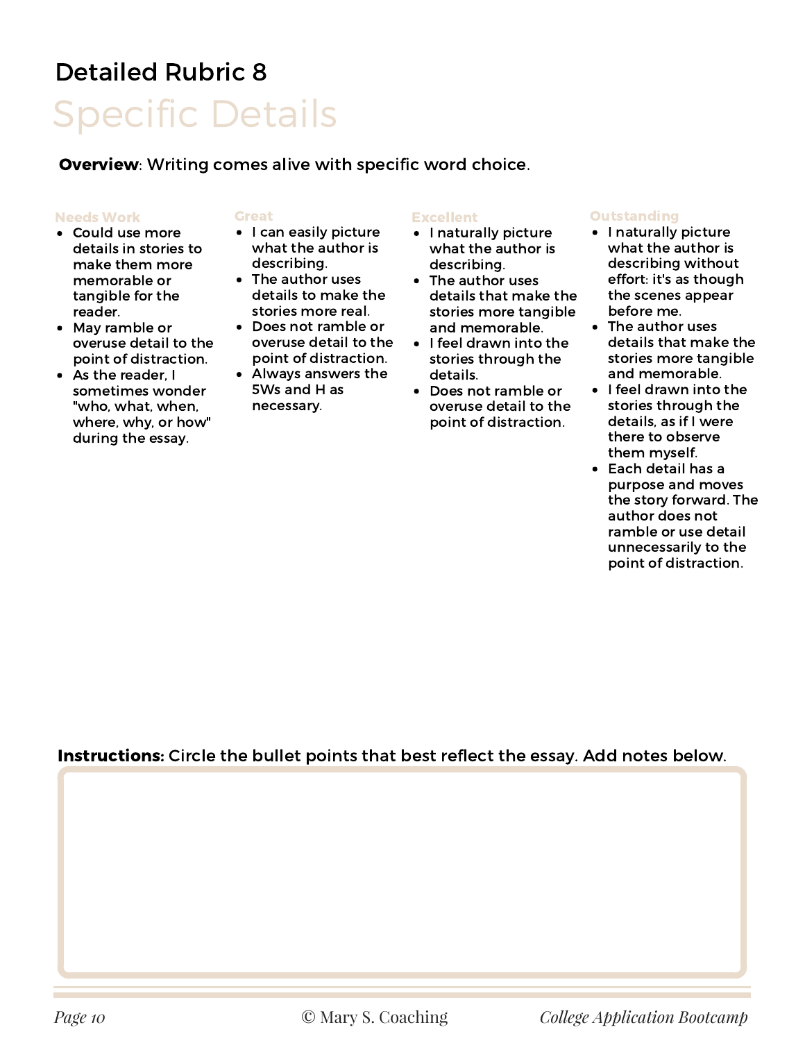# Detailed Rubric 8

## Specific Details

**Overview**: Writing comes alive with specific word choice.

**Needs Work**

- Could use more details in stories to make them more memorable or tangible for the reader.
- May ramble or overuse detail to the point of distraction.
- As the reader, I sometimes wonder "who, what, when, where, why, or how" during the essay.

**Great**

- I can easily picture what the author is describing.
- The author uses details to make the stories more real.
- Does not ramble or overuse detail to the point of distraction.
- Always answers the 5Ws and H as necessary.

**Excellent**

- I naturally picture what the author is describing.
- The author uses details that make the stories more tangible and memorable.
- I feel drawn into the stories through the details.
- Does not ramble or overuse detail to the point of distraction.

**Outstanding**

- I naturally picture what the author is describing without effort: it's as though the scenes appear before me.
- The author uses details that make the stories more tangible and memorable.
- I feel drawn into the stories through the details, as if I were there to observe them myself.
- Each detail has a purpose and moves the story forward. The author does not ramble or use detail unnecessarily to the point of distraction.

**Instructions:** Circle the bullet points that best reflect the essay. Add notes below.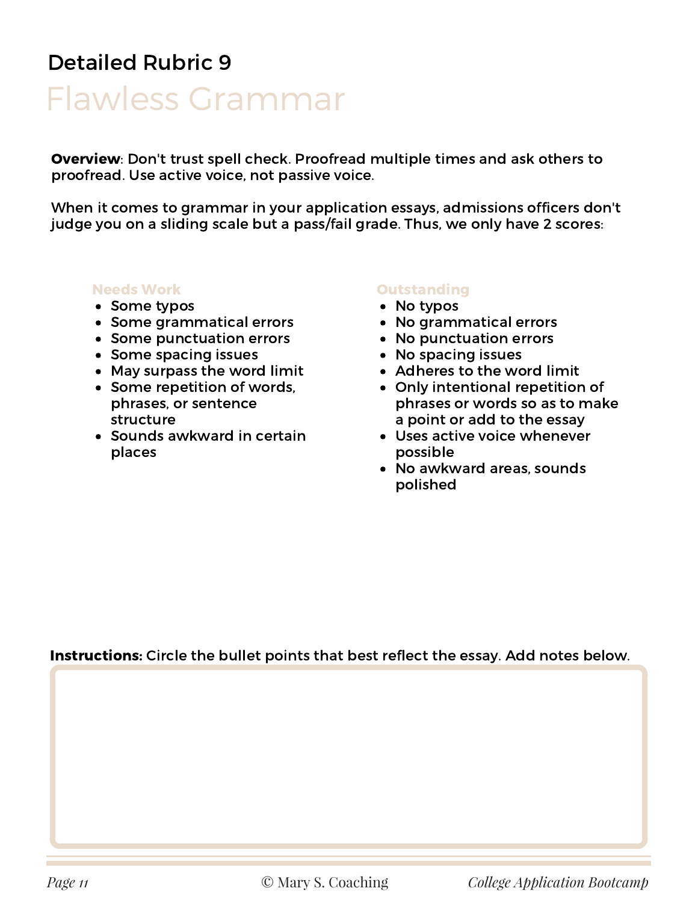## Detailed Rubric 9

# Flawless Grammar

**Overview**: Don't trust spell check. Proofread multiple times and ask others to proofread. Use active voice, not passive voice.

When it comes to grammar in your application essays, admissions officers don't judge you on a sliding scale but a pass/fail grade. Thus, we only have 2 scores:

**Needs Work**

- Some typos
- Some grammatical errors
- Some punctuation errors
- Some spacing issues
- May surpass the word limit
- Some repetition of words, phrases, or sentence structure
- Sounds awkward in certain places

**Outstanding**

- No typos
- No grammatical errors
- No punctuation errors
- No spacing issues
- Adheres to the word limit
- Only intentional repetition of phrases or words so as to make a point or add to the essay
- Uses active voice whenever possible
- No awkward areas, sounds polished

**Instructions:** Circle the bullet points that best reflect the essay. Add notes below.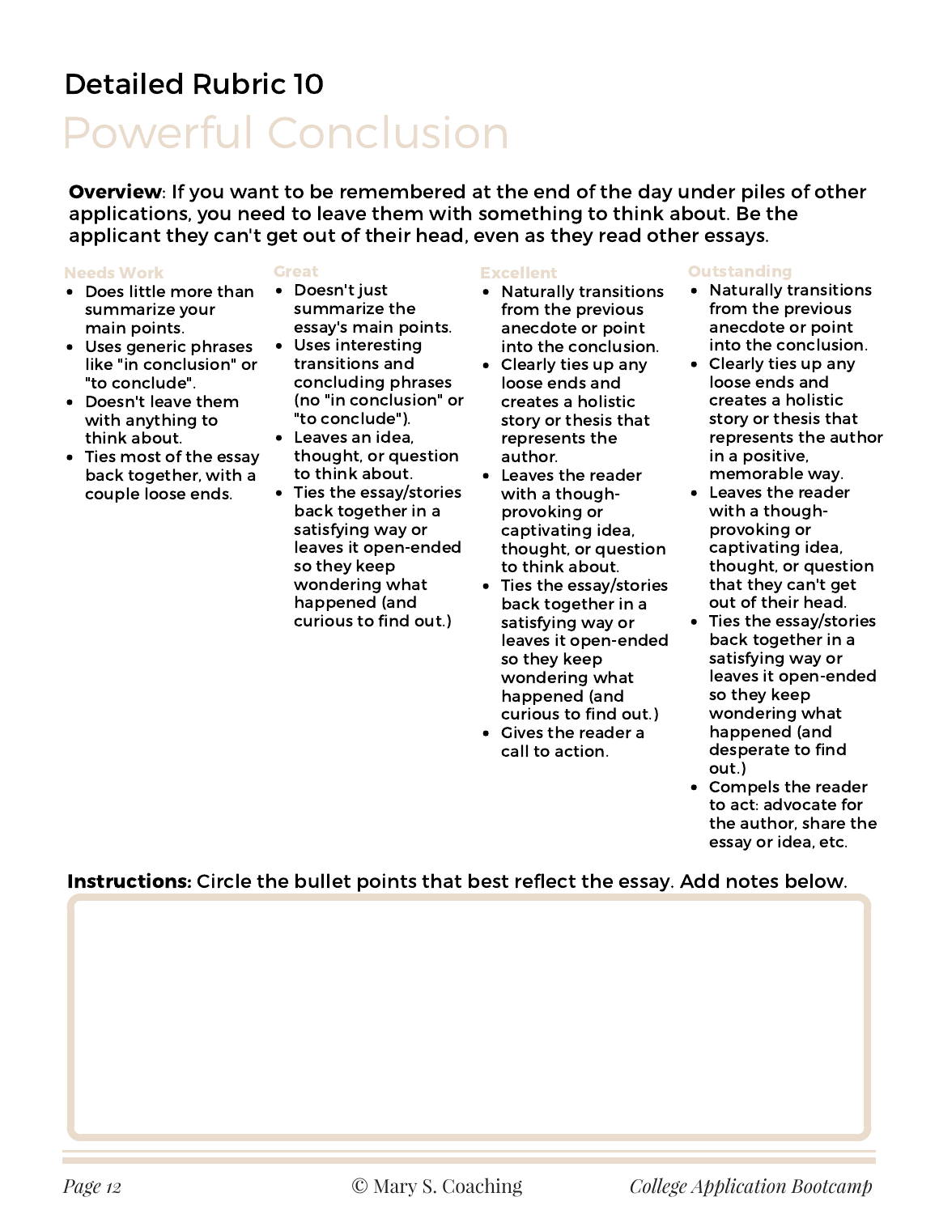# Detailed Rubric 10

## Powerful Conclusion

**Overview**: If you want to be remembered at the end of the day under piles of other applications, you need to leave them with something to think about. Be the applicant they can't get out of their head, even as they read other essays.

### Needs Work

- Does little more than summarize your main points.
- Uses generic phrases like "in conclusion" or "to conclude".
- Doesn't leave them with anything to think about.
- Ties most of the essay back together, with a couple loose ends.

### Great

- Doesn't just summarize the essay's main points.
- Uses interesting transitions and concluding phrases (no "in conclusion" or "to conclude").
- Leaves an idea, thought, or question to think about.
- Ties the essay/stories back together in a satisfying way or leaves it open-ended so they keep wondering what happened (and curious to find out.)

### Excellent

- Naturally transitions from the previous anecdote or point into the conclusion.
- Clearly ties up any loose ends and creates a holistic story or thesis that represents the author.
- Leaves the reader with a though-provoking or captivating idea, thought, or question to think about.
- Ties the essay/stories back together in a satisfying way or leaves it open-ended so they keep wondering what happened (and curious to find out.)
- Gives the reader a call to action.

### Outstanding

- Naturally transitions from the previous anecdote or point into the conclusion.
- Clearly ties up any loose ends and creates a holistic story or thesis that represents the author in a positive, memorable way.
- Leaves the reader with a though-provoking or captivating idea, thought, or question that they can't get out of their head.
- Ties the essay/stories back together in a satisfying way or leaves it open-ended so they keep wondering what happened (and desperate to find out.)
- Compels the reader to act: advocate for the author, share the essay or idea, etc.

**Instructions:** Circle the bullet points that best reflect the essay. Add notes below.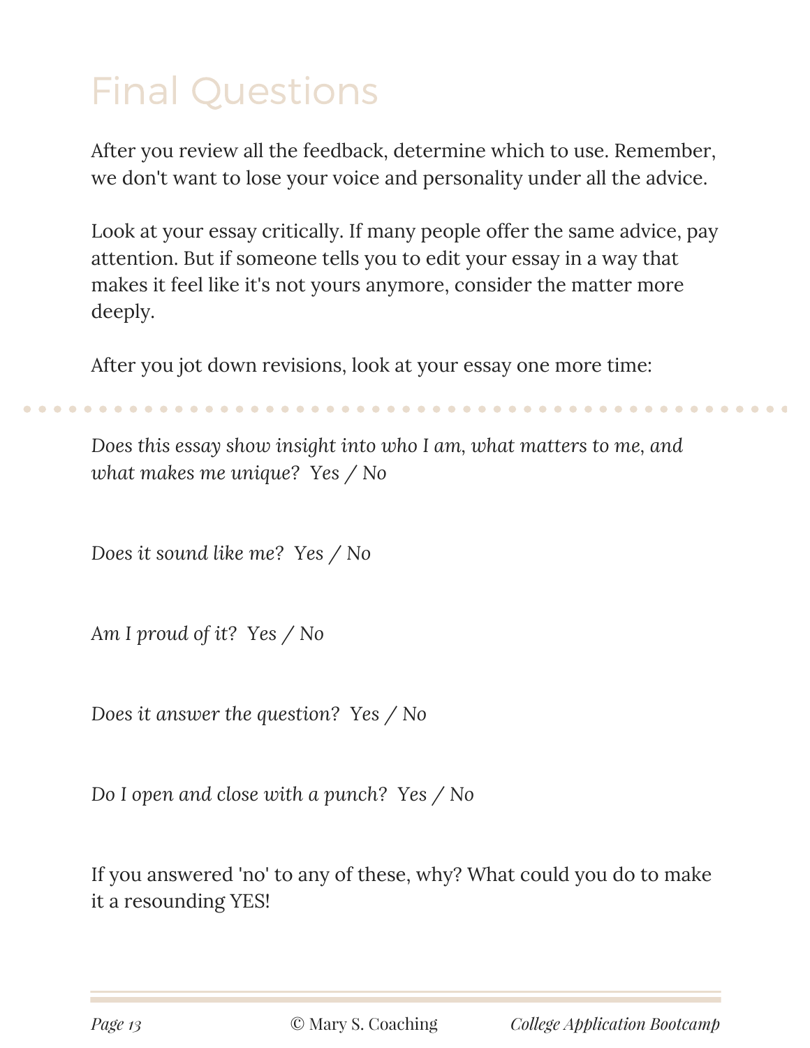# Final Questions

After you review all the feedback, determine which to use. Remember, we don't want to lose your voice and personality under all the advice.

Look at your essay critically. If many people offer the same advice, pay attention. But if someone tells you to edit your essay in a way that makes it feel like it's not yours anymore, consider the matter more deeply.

After you jot down revisions, look at your essay one more time:

*Does this essay show insight into who I am, what matters to me, and what makes me unique?* Yes / No

*Does it sound like me?* Yes / No

*Am I proud of it?* Yes / No

*Does it answer the question?* Yes / No

*Do I open and close with a punch?* Yes / No

If you answered 'no' to any of these, why? What could you do to make it a resounding YES!